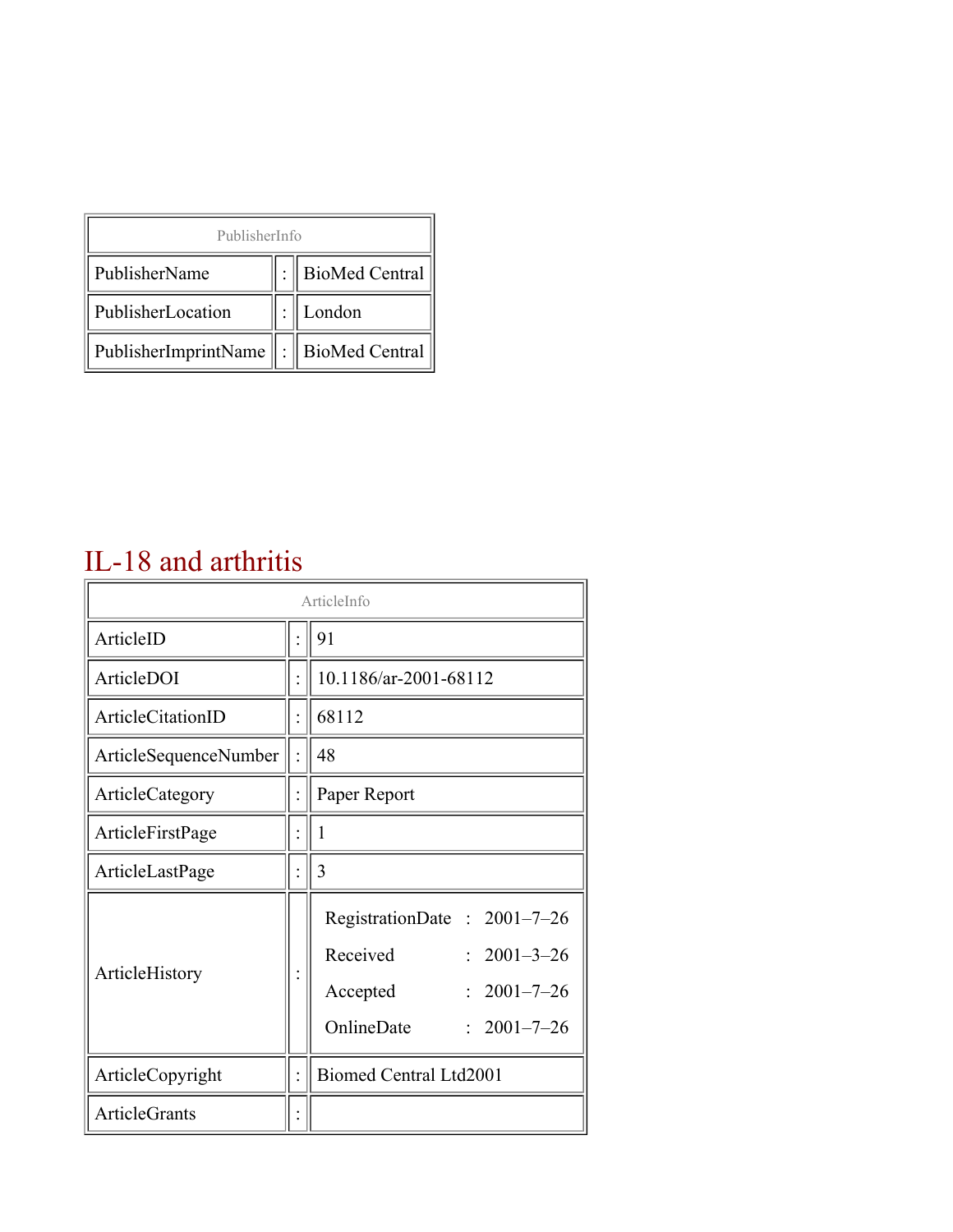| PublisherInfo | | |
| --- | --- | --- |
| PublisherName | : | BioMed Central |
| PublisherLocation | : | London |
| PublisherImprintName | : | BioMed Central |

# IL-18 and arthritis

| ArticleInfo | | |
| --- | --- | --- |
| ArticleID | : | 91 |
| ArticleDOI | : | 10.1186/ar-2001-68112 |
| ArticleCitationID | : | 68112 |
| ArticleSequenceNumber | : | 48 |
| ArticleCategory | : | Paper Report |
| ArticleFirstPage | : | 1 |
| ArticleLastPage | : | 3 |
| ArticleHistory | : | RegistrationDate : 2001–7–26<br>Received : 2001–3–26<br>Accepted : 2001–7–26<br>OnlineDate : 2001–7–26 |
| ArticleCopyright | : | Biomed Central Ltd2001 |
| ArticleGrants | : | |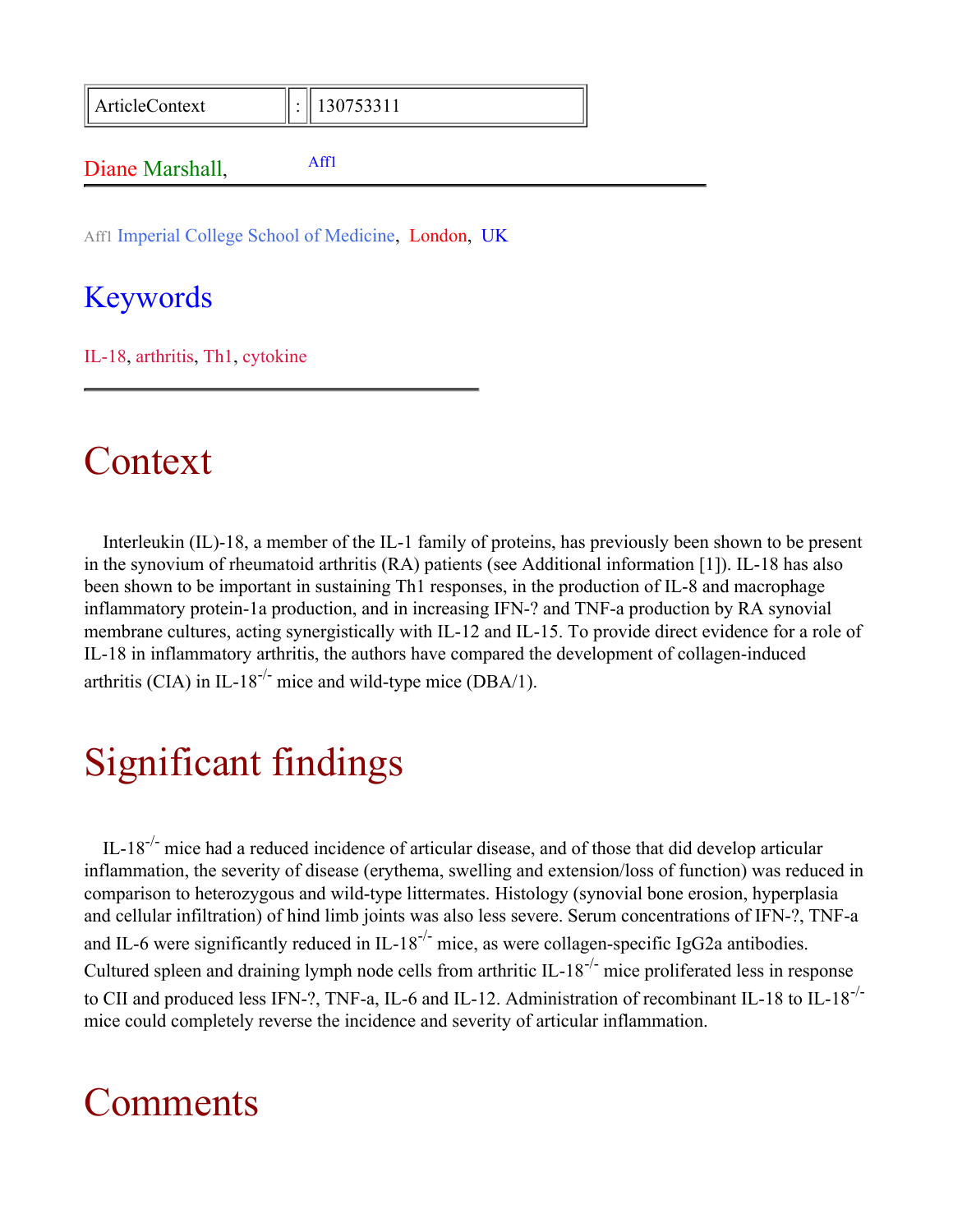| ArticleContext | : | 130753311 |
|---|---|---|

Diane Marshall, [Aff1]

---

[Aff1] Imperial College School of Medicine, London, UK

## Keywords

IL-18, arthritis, Th1, cytokine

---

# Context

Interleukin (IL)-18, a member of the IL-1 family of proteins, has previously been shown to be present in the synovium of rheumatoid arthritis (RA) patients (see Additional information [1]). IL-18 has also been shown to be important in sustaining Th1 responses, in the production of IL-8 and macrophage inflammatory protein-1a production, and in increasing IFN-? and TNF-a production by RA synovial membrane cultures, acting synergistically with IL-12 and IL-15. To provide direct evidence for a role of IL-18 in inflammatory arthritis, the authors have compared the development of collagen-induced arthritis (CIA) in IL-$18^{-/-}$ mice and wild-type mice (DBA/1).

# Significant findings

IL-$18^{-/-}$ mice had a reduced incidence of articular disease, and of those that did develop articular inflammation, the severity of disease (erythema, swelling and extension/loss of function) was reduced in comparison to heterozygous and wild-type littermates. Histology (synovial bone erosion, hyperplasia and cellular infiltration) of hind limb joints was also less severe. Serum concentrations of IFN-?, TNF-a and IL-6 were significantly reduced in IL-$18^{-/-}$ mice, as were collagen-specific IgG2a antibodies. Cultured spleen and draining lymph node cells from arthritic IL-$18^{-/-}$ mice proliferated less in response to CII and produced less IFN-?, TNF-a, IL-6 and IL-12. Administration of recombinant IL-18 to IL-$18^{-/-}$ mice could completely reverse the incidence and severity of articular inflammation.

# Comments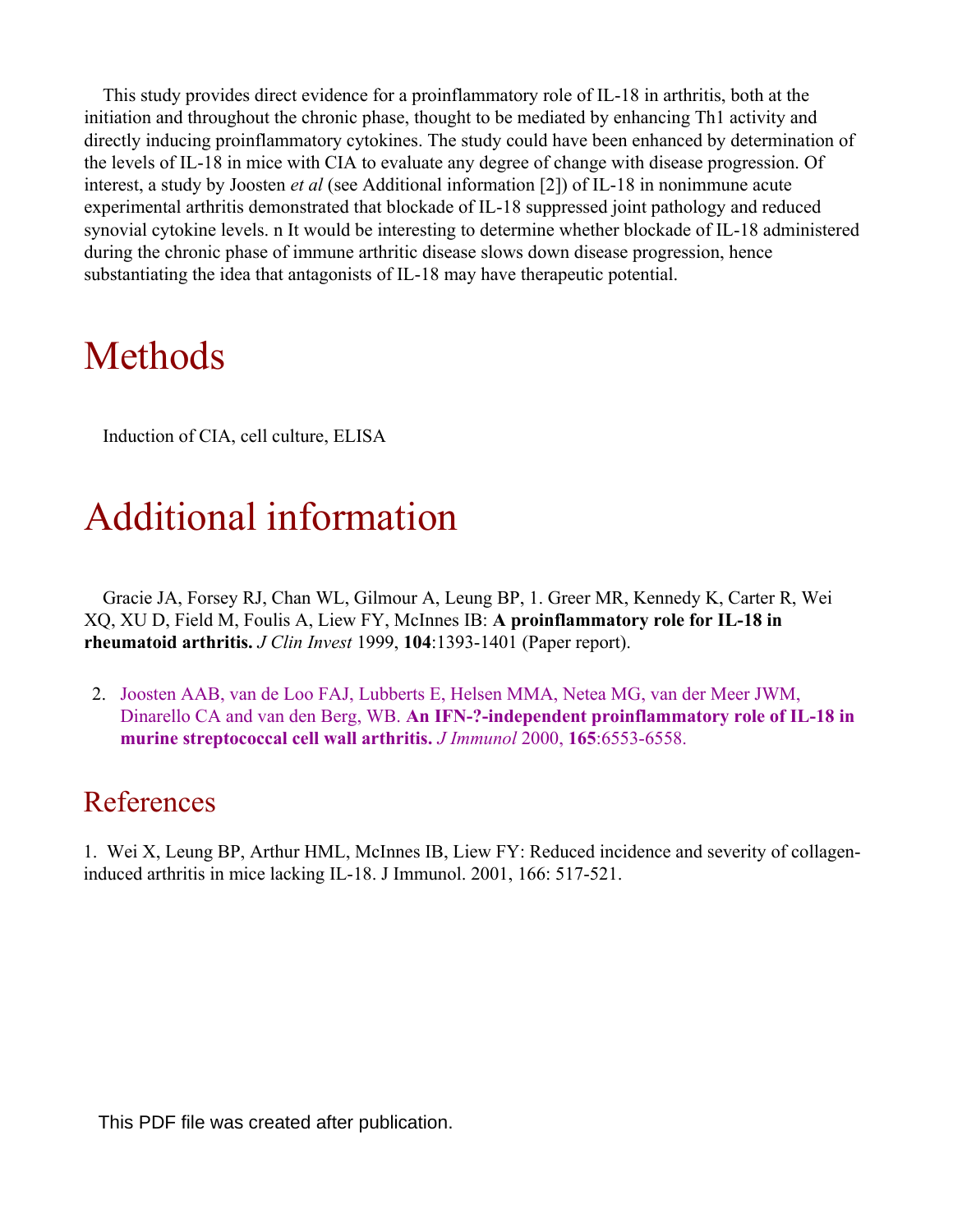This study provides direct evidence for a proinflammatory role of IL-18 in arthritis, both at the initiation and throughout the chronic phase, thought to be mediated by enhancing Th1 activity and directly inducing proinflammatory cytokines. The study could have been enhanced by determination of the levels of IL-18 in mice with CIA to evaluate any degree of change with disease progression. Of interest, a study by Joosten *et al* (see Additional information [2]) of IL-18 in nonimmune acute experimental arthritis demonstrated that blockade of IL-18 suppressed joint pathology and reduced synovial cytokine levels. n It would be interesting to determine whether blockade of IL-18 administered during the chronic phase of immune arthritic disease slows down disease progression, hence substantiating the idea that antagonists of IL-18 may have therapeutic potential.

# Methods

Induction of CIA, cell culture, ELISA

# Additional information

Gracie JA, Forsey RJ, Chan WL, Gilmour A, Leung BP, 1. Greer MR, Kennedy K, Carter R, Wei XQ, XU D, Field M, Foulis A, Liew FY, McInnes IB: **A proinflammatory role for IL-18 in rheumatoid arthritis.** *J Clin Invest* 1999, **104**:1393-1401 (Paper report).

2. Joosten AAB, van de Loo FAJ, Lubberts E, Helsen MMA, Netea MG, van der Meer JWM, Dinarello CA and van den Berg, WB. **An IFN-?-independent proinflammatory role of IL-18 in murine streptococcal cell wall arthritis.** *J Immunol* 2000, **165**:6553-6558.

## References

1. Wei X, Leung BP, Arthur HML, McInnes IB, Liew FY: Reduced incidence and severity of collagen-induced arthritis in mice lacking IL-18. J Immunol. 2001, 166: 517-521.

This PDF file was created after publication.